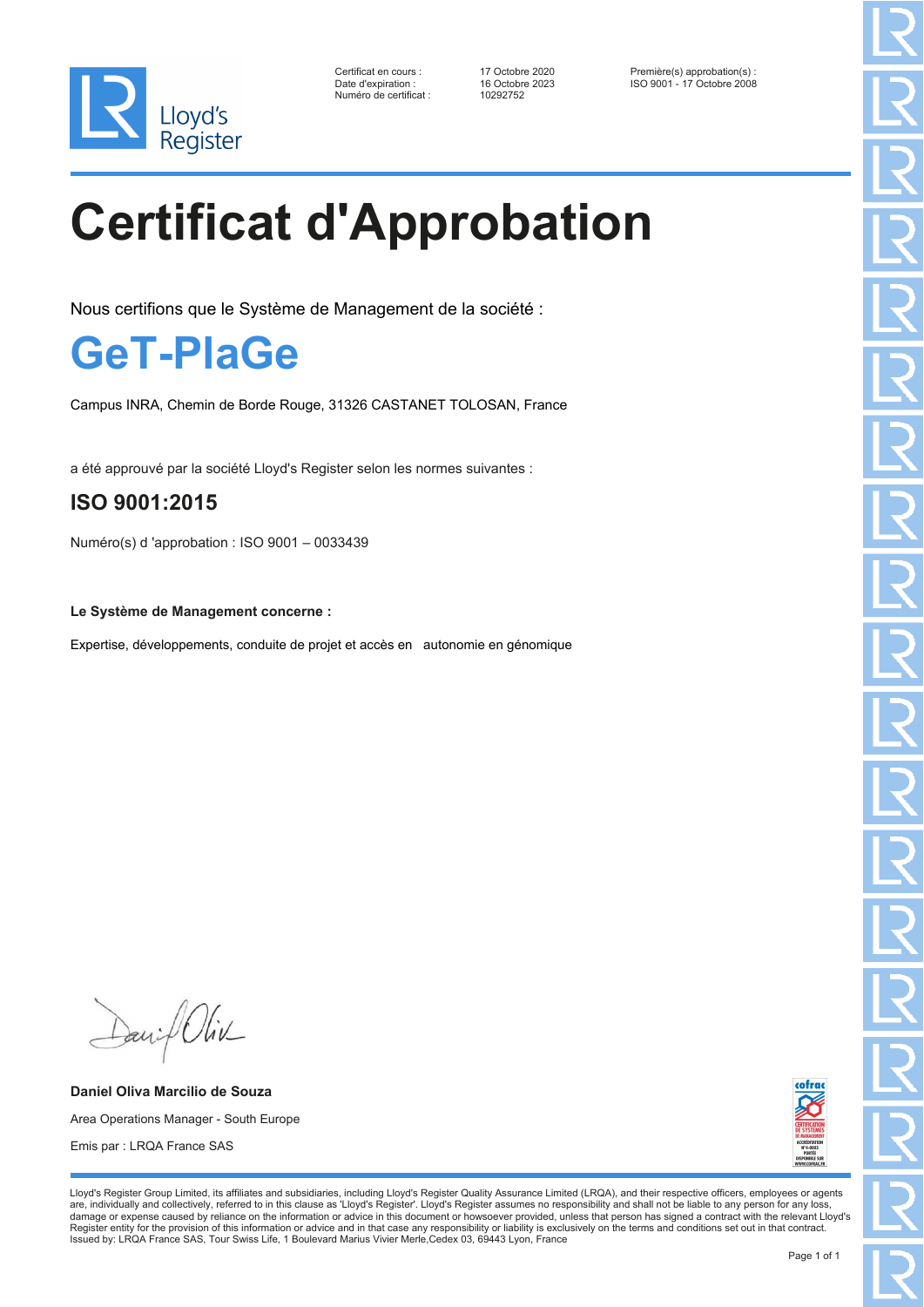Lloyd's Register

| | | |
|---|---|---|
| Certificat en cours : | 17 Octobre 2020 | Première(s) approbation(s) : |
| Date d'expiration : | 16 Octobre 2023 | ISO 9001 - 17 Octobre 2008 |
| Numéro de certificat : | 10292752 | |

# Certificat d'Approbation

Nous certifions que le Système de Management de la société :

## GeT-PlaGe

Campus INRA, Chemin de Borde Rouge, 31326 CASTANET TOLOSAN, France

a été approuvé par la société Lloyd's Register selon les normes suivantes :

### ISO 9001:2015

Numéro(s) d 'approbation : ISO 9001 – 0033439

**Le Système de Management concerne :**

Expertise, développements, conduite de projet et accès en autonomie en génomique

**Daniel Oliva Marcilio de Souza**

Area Operations Manager - South Europe

Emis par : LRQA France SAS

cofrac CERTIFICATION DE SYSTEMES DE MANAGEMENT ACCREDITATION N°4-0602 PORTEE DISPONIBLE SUR WWW.COFRAC.FR

Lloyd's Register Group Limited, its affiliates and subsidiaries, including Lloyd's Register Quality Assurance Limited (LRQA), and their respective officers, employees or agents are, individually and collectively, referred to in this clause as 'Lloyd's Register'. Lloyd's Register assumes no responsibility and shall not be liable to any person for any loss, damage or expense caused by reliance on the information or advice in this document or howsoever provided, unless that person has signed a contract with the relevant Lloyd's Register entity for the provision of this information or advice and in that case any responsibility or liability is exclusively on the terms and conditions set out in that contract.
Issued by: LRQA France SAS, Tour Swiss Life, 1 Boulevard Marius Vivier Merle,Cedex 03, 69443 Lyon, France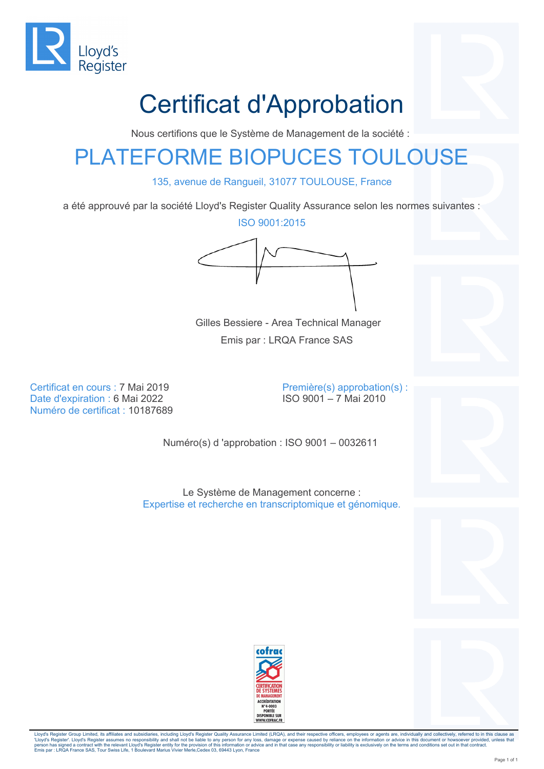Lloyd's Register

# Certificat d'Approbation

Nous certifions que le Système de Management de la société :

## PLATEFORME BIOPUCES TOULOUSE

135, avenue de Rangueil, 31077 TOULOUSE, France

a été approuvé par la société Lloyd's Register Quality Assurance selon les normes suivantes :

ISO 9001:2015

Gilles Bessiere - Area Technical Manager

Emis par : LRQA France SAS

Certificat en cours : 7 Mai 2019
Date d'expiration : 6 Mai 2022
Numéro de certificat : 10187689

Première(s) approbation(s) :
ISO 9001 – 7 Mai 2010

Numéro(s) d 'approbation : ISO 9001 – 0032611

Le Système de Management concerne :
Expertise et recherche en transcriptomique et génomique.

cofrac
CERTIFICATION DE SYSTEMES DE MANAGEMENT
ACCRÉDITATION N°4-0003
PORTÉE DISPONIBLE SUR WWW.COFRAC.FR

Lloyd's Register Group Limited, its affiliates and subsidiaries, including Lloyd's Register Quality Assurance Limited (LRQA), and their respective officers, employees or agents are, individually and collectively, referred to in this clause as 'Lloyd's Register'. Lloyd's Register assumes no responsibility and shall not be liable to any person for any loss, damage or expense caused by reliance on the information or advice in this document or howsoever provided, unless that person has signed a contract with the relevant Lloyd's Register entity for the provision of this information or advice and in that case any responsibility or liability is exclusively on the terms and conditions set out in that contract.
Emis par : LRQA France SAS, Tour Swiss Life, 1 Boulevard Marius Vivier Merle,Cedex 03, 69443 Lyon, France